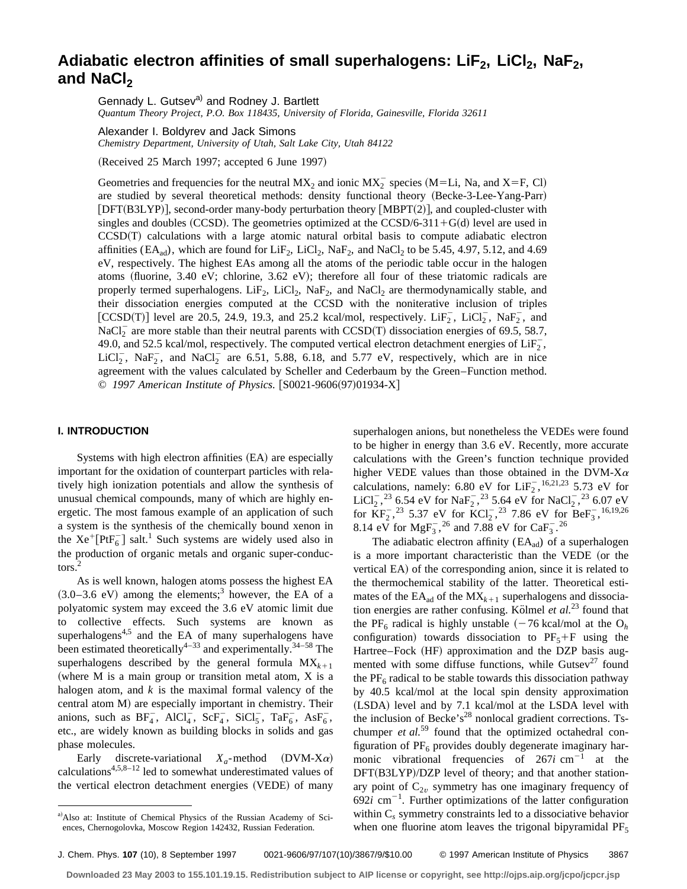# Adiabatic electron affinities of small superhalogens: $LiF_2$, $LiCl_2$, $NaF_2$, and $NaCl_2$

Gennady L. Gutsev[a] and Rodney J. Bartlett
*Quantum Theory Project, P.O. Box 118435, University of Florida, Gainesville, Florida 32611*

Alexander I. Boldyrev and Jack Simons
*Chemistry Department, University of Utah, Salt Lake City, Utah 84122*

(Received 25 March 1997; accepted 6 June 1997)

Geometries and frequencies for the neutral $MX_2$ and ionic $MX_2^-$ species (M=Li, Na, and X=F, Cl) are studied by several theoretical methods: density functional theory (Becke-3-Lee-Yang-Parr) [DFT(B3LYP)], second-order many-body perturbation theory [MBPT(2)], and coupled-cluster with singles and doubles (CCSD). The geometries optimized at the CCSD/6-311+G(d) level are used in CCSD(T) calculations with a large atomic natural orbital basis to compute adiabatic electron affinities ($EA_{ad}$), which are found for $LiF_2$, $LiCl_2$, $NaF_2$, and $NaCl_2$ to be 5.45, 4.97, 5.12, and 4.69 eV, respectively. The highest EAs among all the atoms of the periodic table occur in the halogen atoms (fluorine, 3.40 eV; chlorine, 3.62 eV); therefore all four of these triatomic radicals are properly termed superhalogens. $LiF_2$, $LiCl_2$, $NaF_2$, and $NaCl_2$ are thermodynamically stable, and their dissociation energies computed at the CCSD with the noniterative inclusion of triples [CCSD(T)] level are 20.5, 24.9, 19.3, and 25.2 kcal/mol, respectively. $LiF_2^-$, $LiCl_2^-$, $NaF_2^-$, and $NaCl_2^-$ are more stable than their neutral parents with CCSD(T) dissociation energies of 69.5, 58.7, 49.0, and 52.5 kcal/mol, respectively. The computed vertical electron detachment energies of $LiF_2^-$, $LiCl_2^-$, $NaF_2^-$, and $NaCl_2^-$ are 6.51, 5.88, 6.18, and 5.77 eV, respectively, which are in nice agreement with the values calculated by Scheller and Cederbaum by the Green–Function method. © *1997 American Institute of Physics.* [S0021-9606(97)01934-X]

## I. INTRODUCTION

Systems with high electron affinities (EA) are especially important for the oxidation of counterpart particles with relatively high ionization potentials and allow the synthesis of unusual chemical compounds, many of which are highly energetic. The most famous example of an application of such a system is the synthesis of the chemically bound xenon in the $Xe^+[PtF_6^-]$ salt.[1] Such systems are widely used also in the production of organic metals and organic super-conductors.[2]

As is well known, halogen atoms possess the highest EA (3.0–3.6 eV) among the elements;[3] however, the EA of a polyatomic system may exceed the 3.6 eV atomic limit due to collective effects. Such systems are known as superhalogens[4,5] and the EA of many superhalogens have been estimated theoretically[4–33] and experimentally.[34–58] The superhalogens described by the general formula $MX_{k+1}$ (where M is a main group or transition metal atom, X is a halogen atom, and $k$ is the maximal formal valency of the central atom M) are especially important in chemistry. Their anions, such as $BF_4^-$, $AlCl_4^-$, $ScF_4^-$, $SiCl_5^-$, $TaF_6^-$, $AsF_6^-$, etc., are widely known as building blocks in solids and gas phase molecules.

Early discrete-variational $X_\alpha$-method (DVM-X$\alpha$) calculations[4,5,8–12] led to somewhat underestimated values of the vertical electron detachment energies (VEDE) of many superhalogen anions, but nonetheless the VEDEs were found to be higher in energy than 3.6 eV. Recently, more accurate calculations with the Green's function technique provided higher VEDE values than those obtained in the DVM-X$\alpha$ calculations, namely: 6.80 eV for $LiF_2^-$,[16,21,23] 5.73 eV for $LiCl_2^-$,[23] 6.54 eV for $NaF_2^-$,[23] 5.64 eV for $NaCl_2^-$,[23] 6.07 eV for $KF_2^-$,[23] 5.37 eV for $KCl_2^-$,[23] 7.86 eV for $BeF_3^-$,[16,19,26] 8.14 eV for $MgF_3^-$,[26] and 7.88 eV for $CaF_3^-$.[26]

The adiabatic electron affinity ($EA_{ad}$) of a superhalogen is a more important characteristic than the VEDE (or the vertical EA) of the corresponding anion, since it is related to the thermochemical stability of the latter. Theoretical estimates of the $EA_{ad}$ of the $MX_{k+1}$ superhalogens and dissociation energies are rather confusing. Kölmel *et al.*[23] found that the $PF_6$ radical is highly unstable (−76 kcal/mol at the $O_h$ configuration) towards dissociation to $PF_5$+F using the Hartree–Fock (HF) approximation and the DZP basis augmented with some diffuse functions, while Gutsev[27] found the $PF_6$ radical to be stable towards this dissociation pathway by 40.5 kcal/mol at the local spin density approximation (LSDA) level and by 7.1 kcal/mol at the LSDA level with the inclusion of Becke's[28] nonlocal gradient corrections. Tschumper *et al.*[59] found that the optimized octahedral configuration of $PF_6$ provides doubly degenerate imaginary harmonic vibrational frequencies of $267i$ $cm^{-1}$ at the DFT(B3LYP)/DZP level of theory; and that another stationary point of $C_{2v}$ symmetry has one imaginary frequency of $692i$ $cm^{-1}$. Further optimizations of the latter configuration within $C_s$ symmetry constraints led to a dissociative behavior when one fluorine atom leaves the trigonal bipyramidal $PF_5$

[a]Also at: Institute of Chemical Physics of the Russian Academy of Sciences, Chernogolovka, Moscow Region 142432, Russian Federation.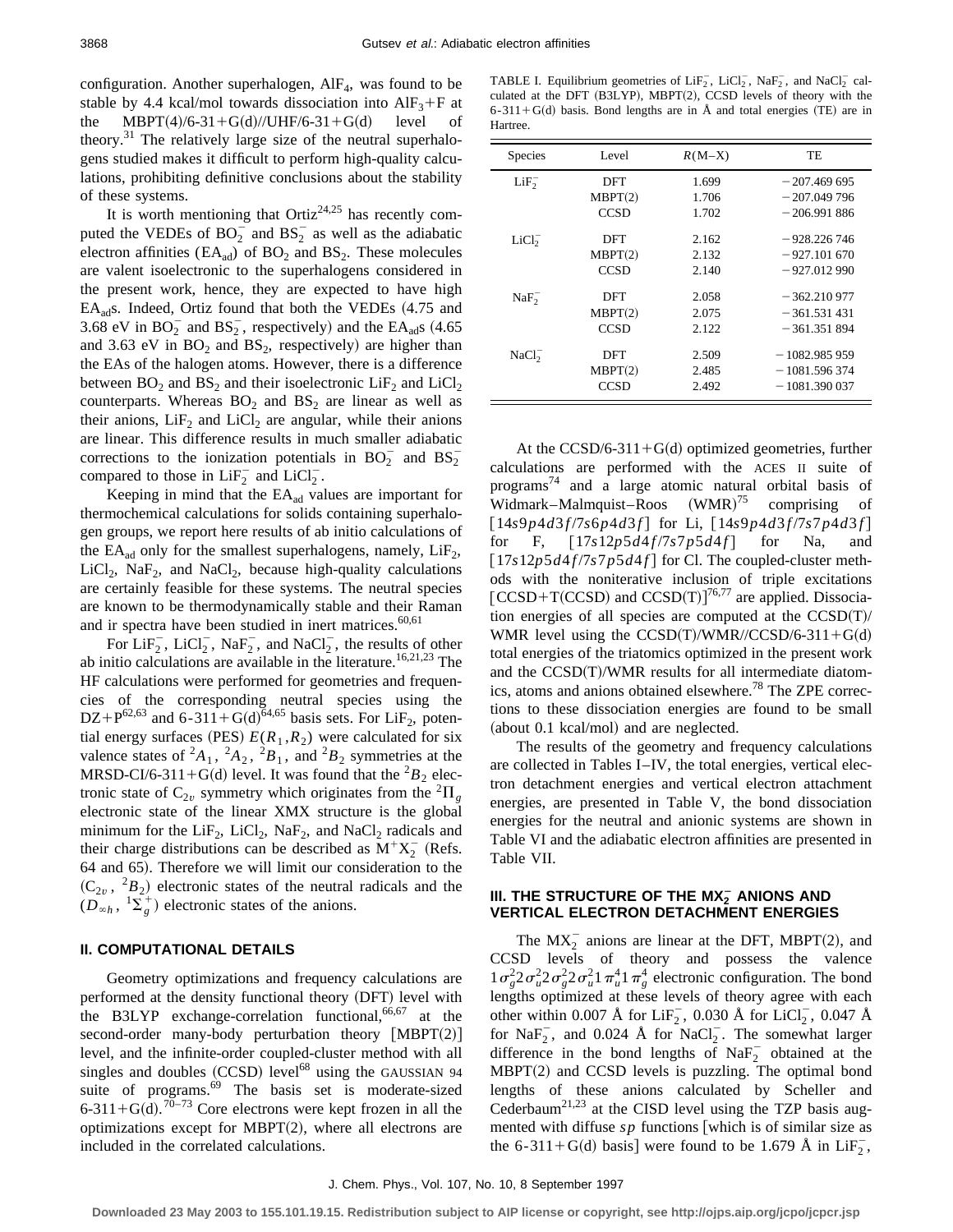configuration. Another superhalogen, $AlF_4$, was found to be stable by 4.4 kcal/mol towards dissociation into $AlF_3+F$ at the MBPT(4)/6-31+G(d)//UHF/6-31+G(d) level of theory.[31] The relatively large size of the neutral superhalogens studied makes it difficult to perform high-quality calculations, prohibiting definitive conclusions about the stability of these systems.

It is worth mentioning that Ortiz[24,25] has recently computed the VEDEs of $BO_2^-$ and $BS_2^-$ as well as the adiabatic electron affinities ($EA_{ad}$) of $BO_2$ and $BS_2$. These molecules are valent isoelectronic to the superhalogens considered in the present work, hence, they are expected to have high $EA_{ad}$s. Indeed, Ortiz found that both the VEDEs (4.75 and 3.68 eV in $BO_2^-$ and $BS_2^-$, respectively) and the $EA_{ad}$s (4.65 and 3.63 eV in $BO_2$ and $BS_2$, respectively) are higher than the EAs of the halogen atoms. However, there is a difference between $BO_2$ and $BS_2$ and their isoelectronic $LiF_2$ and $LiCl_2$ counterparts. Whereas $BO_2$ and $BS_2$ are linear as well as their anions, $LiF_2$ and $LiCl_2$ are angular, while their anions are linear. This difference results in much smaller adiabatic corrections to the ionization potentials in $BO_2^-$ and $BS_2^-$ compared to those in $LiF_2^-$ and $LiCl_2^-$.

Keeping in mind that the $EA_{ad}$ values are important for thermochemical calculations for solids containing superhalogen groups, we report here results of ab initio calculations of the $EA_{ad}$ only for the smallest superhalogens, namely, $LiF_2$, $LiCl_2$, $NaF_2$, and $NaCl_2$, because high-quality calculations are certainly feasible for these systems. The neutral species are known to be thermodynamically stable and their Raman and ir spectra have been studied in inert matrices.[60,61]

For $LiF_2^-$, $LiCl_2^-$, $NaF_2^-$, and $NaCl_2^-$, the results of other ab initio calculations are available in the literature.[16,21,23] The HF calculations were performed for geometries and frequencies of the corresponding neutral species using the DZ+P[62,63] and 6-311+G(d)[64,65] basis sets. For $LiF_2$, potential energy surfaces (PES) $E(R_1,R_2)$ were calculated for six valence states of $^2A_1$, $^2A_2$, $^2B_1$, and $^2B_2$ symmetries at the MRSD-CI/6-311+G(d) level. It was found that the $^2B_2$ electronic state of $C_{2v}$ symmetry which originates from the $^2\Pi_g$ electronic state of the linear XMX structure is the global minimum for the $LiF_2$, $LiCl_2$, $NaF_2$, and $NaCl_2$ radicals and their charge distributions can be described as $M^+X_2^-$ (Refs. 64 and 65). Therefore we will limit our consideration to the ($C_{2v}$, $^2B_2$) electronic states of the neutral radicals and the ($D_{\infty h}$, $^1\Sigma_g^+$) electronic states of the anions.

## II. COMPUTATIONAL DETAILS

Geometry optimizations and frequency calculations are performed at the density functional theory (DFT) level with the B3LYP exchange-correlation functional,[66,67] at the second-order many-body perturbation theory [MBPT(2)] level, and the infinite-order coupled-cluster method with all singles and doubles (CCSD) level[68] using the GAUSSIAN 94 suite of programs.[69] The basis set is moderate-sized 6-311+G(d).[70–73] Core electrons were kept frozen in all the optimizations except for MBPT(2), where all electrons are included in the correlated calculations.

TABLE I. Equilibrium geometries of $LiF_2^-$, $LiCl_2^-$, $NaF_2^-$, and $NaCl_2^-$ calculated at the DFT (B3LYP), MBPT(2), CCSD levels of theory with the 6-311+G(d) basis. Bond lengths are in Å and total energies (TE) are in Hartree.

| Species | Level | $R$(M–X) | TE |
|---|---|---|---|
| $LiF_2^-$ | DFT | 1.699 | −207.469 695 |
| | MBPT(2) | 1.706 | −207.049 796 |
| | CCSD | 1.702 | −206.991 886 |
| $LiCl_2^-$ | DFT | 2.162 | −928.226 746 |
| | MBPT(2) | 2.132 | −927.101 670 |
| | CCSD | 2.140 | −927.012 990 |
| $NaF_2^-$ | DFT | 2.058 | −362.210 977 |
| | MBPT(2) | 2.075 | −361.531 431 |
| | CCSD | 2.122 | −361.351 894 |
| $NaCl_2^-$ | DFT | 2.509 | −1082.985 959 |
| | MBPT(2) | 2.485 | −1081.596 374 |
| | CCSD | 2.492 | −1081.390 037 |

At the CCSD/6-311+G(d) optimized geometries, further calculations are performed with the ACES II suite of programs[74] and a large atomic natural orbital basis of Widmark–Malmquist–Roos (WMR)[75] comprising of [14*s*9*p*4*d*3*f*/7*s*6*p*4*d*3*f*] for Li, [14*s*9*p*4*d*3*f*/7*s*7*p*4*d*3*f*] for F, [17*s*12*p*5*d*4*f*/7*s*7*p*5*d*4*f*] for Na, and [17*s*12*p*5*d*4*f*/7*s*7*p*5*d*4*f*] for Cl. The coupled-cluster methods with the noniterative inclusion of triple excitations [CCSD+T(CCSD) and CCSD(T)][76,77] are applied. Dissociation energies of all species are computed at the CCSD(T)/WMR level using the CCSD(T)/WMR//CCSD/6-311+G(d) total energies of the triatomics optimized in the present work and the CCSD(T)/WMR results for all intermediate diatomics, atoms and anions obtained elsewhere.[78] The ZPE corrections to these dissociation energies are found to be small (about 0.1 kcal/mol) and are neglected.

The results of the geometry and frequency calculations are collected in Tables I–IV, the total energies, vertical electron detachment energies and vertical electron attachment energies, are presented in Table V, the bond dissociation energies for the neutral and anionic systems are shown in Table VI and the adiabatic electron affinities are presented in Table VII.

## III. THE STRUCTURE OF THE $MX_2^-$ ANIONS AND VERTICAL ELECTRON DETACHMENT ENERGIES

The $MX_2^-$ anions are linear at the DFT, MBPT(2), and CCSD levels of theory and possess the valence $1\sigma_g^2 2\sigma_u^2 2\sigma_g^2 2\sigma_u^2 1\pi_u^4 1\pi_g^4$ electronic configuration. The bond lengths optimized at these levels of theory agree with each other within 0.007 Å for $LiF_2^-$, 0.030 Å for $LiCl_2^-$, 0.047 Å for $NaF_2^-$, and 0.024 Å for $NaCl_2^-$. The somewhat larger difference in the bond lengths of $NaF_2^-$ obtained at the MBPT(2) and CCSD levels is puzzling. The optimal bond lengths of these anions calculated by Scheller and Cederbaum[21,23] at the CISD level using the TZP basis augmented with diffuse *sp* functions [which is of similar size as the 6-311+G(d) basis] were found to be 1.679 Å in $LiF_2^-$,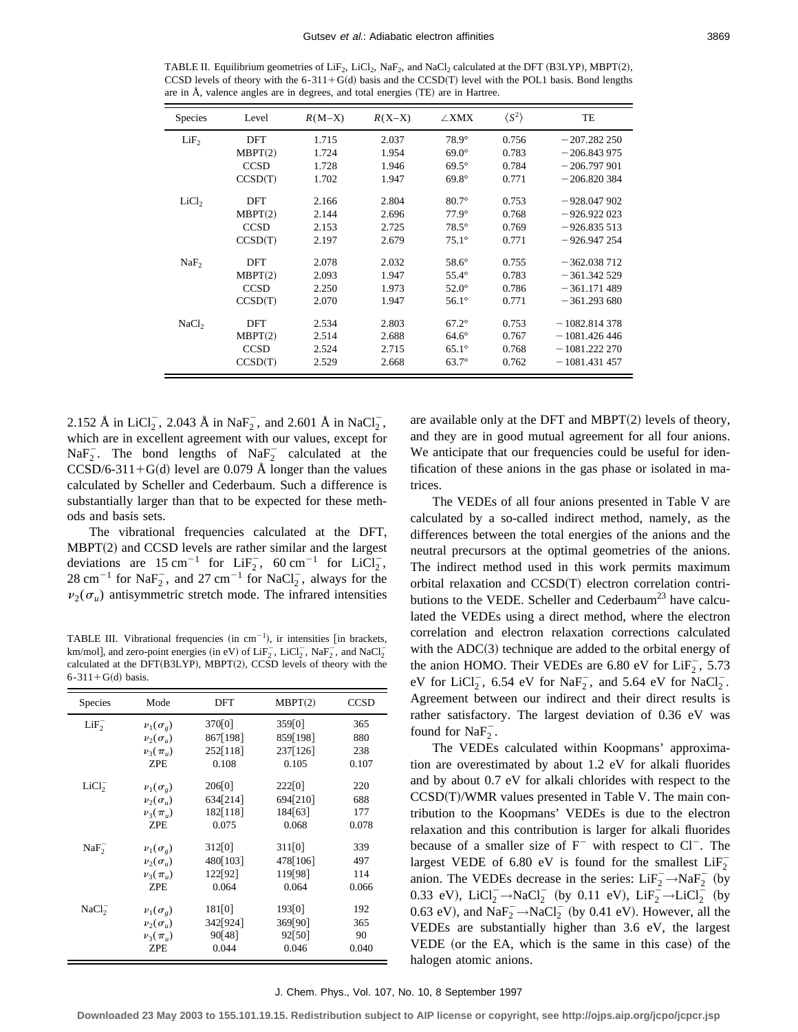TABLE II. Equilibrium geometries of $LiF_2$, $LiCl_2$, $NaF_2$, and $NaCl_2$ calculated at the DFT (B3LYP), MBPT(2), CCSD levels of theory with the 6-311+G(d) basis and the CCSD(T) level with the POL1 basis. Bond lengths are in Å, valence angles are in degrees, and total energies (TE) are in Hartree.

| Species | Level | $R$(M–X) | $R$(X–X) | ∠XMX | $\langle S^2 \rangle$ | TE |
|---|---|---|---|---|---|---|
| $LiF_2$ | DFT | 1.715 | 2.037 | 78.9° | 0.756 | −207.282 250 |
| | MBPT(2) | 1.724 | 1.954 | 69.0° | 0.783 | −206.843 975 |
| | CCSD | 1.728 | 1.946 | 69.5° | 0.784 | −206.797 901 |
| | CCSD(T) | 1.702 | 1.947 | 69.8° | 0.771 | −206.820 384 |
| $LiCl_2$ | DFT | 2.166 | 2.804 | 80.7° | 0.753 | −928.047 902 |
| | MBPT(2) | 2.144 | 2.696 | 77.9° | 0.768 | −926.922 023 |
| | CCSD | 2.153 | 2.725 | 78.5° | 0.769 | −926.835 513 |
| | CCSD(T) | 2.197 | 2.679 | 75.1° | 0.771 | −926.947 254 |
| $NaF_2$ | DFT | 2.078 | 2.032 | 58.6° | 0.755 | −362.038 712 |
| | MBPT(2) | 2.093 | 1.947 | 55.4° | 0.783 | −361.342 529 |
| | CCSD | 2.250 | 1.973 | 52.0° | 0.786 | −361.171 489 |
| | CCSD(T) | 2.070 | 1.947 | 56.1° | 0.771 | −361.293 680 |
| $NaCl_2$ | DFT | 2.534 | 2.803 | 67.2° | 0.753 | −1082.814 378 |
| | MBPT(2) | 2.514 | 2.688 | 64.6° | 0.767 | −1081.426 446 |
| | CCSD | 2.524 | 2.715 | 65.1° | 0.768 | −1081.222 270 |
| | CCSD(T) | 2.529 | 2.668 | 63.7° | 0.762 | −1081.431 457 |

2.152 Å in $LiCl_2^-$, 2.043 Å in $NaF_2^-$, and 2.601 Å in $NaCl_2^-$, which are in excellent agreement with our values, except for $NaF_2^-$. The bond lengths of $NaF_2^-$ calculated at the CCSD/6-311+G(d) level are 0.079 Å longer than the values calculated by Scheller and Cederbaum. Such a difference is substantially larger than that to be expected for these methods and basis sets.

The vibrational frequencies calculated at the DFT, MBPT(2) and CCSD levels are rather similar and the largest deviations are 15 $cm^{-1}$ for $LiF_2^-$, 60 $cm^{-1}$ for $LiCl_2^-$, 28 $cm^{-1}$ for $NaF_2^-$, and 27 $cm^{-1}$ for $NaCl_2^-$, always for the $\nu_2(\sigma_u)$ antisymmetric stretch mode. The infrared intensities are available only at the DFT and MBPT(2) levels of theory, and they are in good mutual agreement for all four anions. We anticipate that our frequencies could be useful for identification of these anions in the gas phase or isolated in matrices.

TABLE III. Vibrational frequencies (in $cm^{-1}$), ir intensities [in brackets, km/mol], and zero-point energies (in eV) of $LiF_2^-$, $LiCl_2^-$, $NaF_2^-$, and $NaCl_2^-$ calculated at the DFT(B3LYP), MBPT(2), CCSD levels of theory with the 6-311+G(d) basis.

| Species | Mode | DFT | MBPT(2) | CCSD |
|---|---|---|---|---|
| $LiF_2^-$ | $\nu_1(\sigma_g)$ | 370[0] | 359[0] | 365 |
| | $\nu_2(\sigma_u)$ | 867[198] | 859[198] | 880 |
| | $\nu_3(\pi_u)$ | 252[118] | 237[126] | 238 |
| | ZPE | 0.108 | 0.105 | 0.107 |
| $LiCl_2^-$ | $\nu_1(\sigma_g)$ | 206[0] | 222[0] | 220 |
| | $\nu_2(\sigma_u)$ | 634[214] | 694[210] | 688 |
| | $\nu_3(\pi_u)$ | 182[118] | 184[63] | 177 |
| | ZPE | 0.075 | 0.068 | 0.078 |
| $NaF_2^-$ | $\nu_1(\sigma_g)$ | 312[0] | 311[0] | 339 |
| | $\nu_2(\sigma_u)$ | 480[103] | 478[106] | 497 |
| | $\nu_3(\pi_u)$ | 122[92] | 119[98] | 114 |
| | ZPE | 0.064 | 0.064 | 0.066 |
| $NaCl_2^-$ | $\nu_1(\sigma_g)$ | 181[0] | 193[0] | 192 |
| | $\nu_2(\sigma_u)$ | 342[924] | 369[90] | 365 |
| | $\nu_3(\pi_u)$ | 90[48] | 92[50] | 90 |
| | ZPE | 0.044 | 0.046 | 0.040 |

The VEDEs of all four anions presented in Table V are calculated by a so-called indirect method, namely, as the differences between the total energies of the anions and the neutral precursors at the optimal geometries of the anions. The indirect method used in this work permits maximum orbital relaxation and CCSD(T) electron correlation contributions to the VEDE. Scheller and Cederbaum[23] have calculated the VEDEs using a direct method, where the electron correlation and electron relaxation corrections calculated with the ADC(3) technique are added to the orbital energy of the anion HOMO. Their VEDEs are 6.80 eV for $LiF_2^-$, 5.73 eV for $LiCl_2^-$, 6.54 eV for $NaF_2^-$, and 5.64 eV for $NaCl_2^-$. Agreement between our indirect and their direct results is rather satisfactory. The largest deviation of 0.36 eV was found for $NaF_2^-$.

The VEDEs calculated within Koopmans' approximation are overestimated by about 1.2 eV for alkali fluorides and by about 0.7 eV for alkali chlorides with respect to the CCSD(T)/WMR values presented in Table V. The main contribution to the Koopmans' VEDEs is due to the electron relaxation and this contribution is larger for alkali fluorides because of a smaller size of $F^-$ with respect to $Cl^-$. The largest VEDE of 6.80 eV is found for the smallest $LiF_2^-$ anion. The VEDEs decrease in the series: $LiF_2^- \rightarrow NaF_2^-$ (by 0.33 eV), $LiCl_2^- \rightarrow NaCl_2^-$ (by 0.11 eV), $LiF_2^- \rightarrow LiCl_2^-$ (by 0.63 eV), and $NaF_2^- \rightarrow NaCl_2^-$ (by 0.41 eV). However, all the VEDEs are substantially higher than 3.6 eV, the largest VEDE (or the EA, which is the same in this case) of the halogen atomic anions.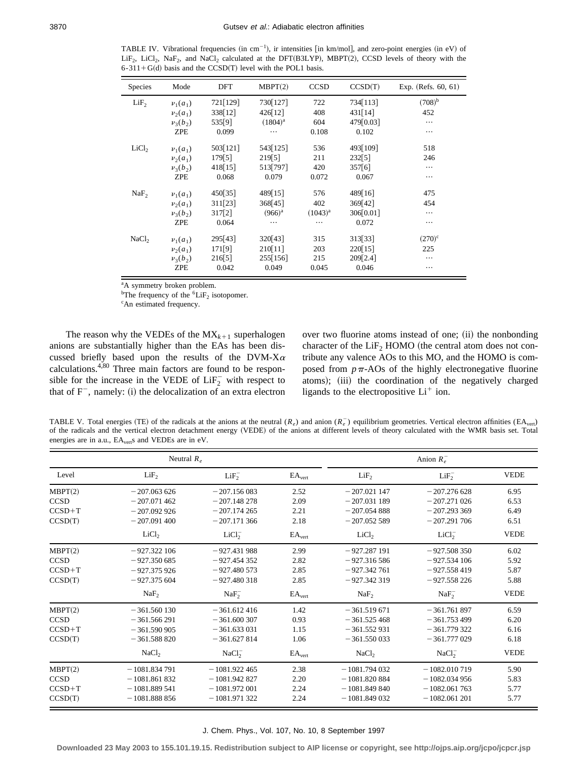TABLE IV. Vibrational frequencies (in $\mathrm{cm}^{-1}$), ir intensities [in km/mol], and zero-point energies (in eV) of $LiF_2$, $LiCl_2$, $NaF_2$, and $NaCl_2$ calculated at the DFT(B3LYP), MBPT(2), CCSD levels of theory with the 6-311+G(d) basis and the CCSD(T) level with the POL1 basis.

| Species | Mode | DFT | MBPT(2) | CCSD | CCSD(T) | Exp. (Refs. 60, 61) |
|---|---|---|---|---|---|---|
| $LiF_2$ | $\nu_1(a_1)$ | 721[129] | 730[127] | 722 | 734[113] | (708)[b] |
| | $\nu_2(a_1)$ | 338[12] | 426[12] | 408 | 431[14] | 452 |
| | $\nu_3(b_2)$ | 535[9] | (1804)[a] | 604 | 479[0.03] | ⋯ |
| | ZPE | 0.099 | ⋯ | 0.108 | 0.102 | ⋯ |
| $LiCl_2$ | $\nu_1(a_1)$ | 503[121] | 543[125] | 536 | 493[109] | 518 |
| | $\nu_2(a_1)$ | 179[5] | 219[5] | 211 | 232[5] | 246 |
| | $\nu_3(b_2)$ | 418[15] | 513[797] | 420 | 357[6] | ⋯ |
| | ZPE | 0.068 | 0.079 | 0.072 | 0.067 | ⋯ |
| $NaF_2$ | $\nu_1(a_1)$ | 450[35] | 489[15] | 576 | 489[16] | 475 |
| | $\nu_2(a_1)$ | 311[23] | 368[45] | 402 | 369[42] | 454 |
| | $\nu_3(b_2)$ | 317[2] | (966)[a] | (1043)[a] | 306[0.01] | ⋯ |
| | ZPE | 0.064 | ⋯ | ⋯ | 0.072 | ⋯ |
| $NaCl_2$ | $\nu_1(a_1)$ | 295[43] | 320[43] | 315 | 313[33] | (270)[c] |
| | $\nu_2(a_1)$ | 171[9] | 210[11] | 203 | 220[15] | 225 |
| | $\nu_3(b_2)$ | 216[5] | 255[156] | 215 | 209[2.4] | ⋯ |
| | ZPE | 0.042 | 0.049 | 0.045 | 0.046 | ⋯ |

[a]A symmetry broken problem.

[b]The frequency of the $^6LiF_2$ isotopomer.

[c]An estimated frequency.

The reason why the VEDEs of the $MX_{k+1}$ superhalogen anions are substantially higher than the EAs has been discussed briefly based upon the results of the DVM-X$\alpha$ calculations.[4,80] Three main factors are found to be responsible for the increase in the VEDE of $LiF_2^-$ with respect to that of $F^-$, namely: (i) the delocalization of an extra electron over two fluorine atoms instead of one; (ii) the nonbonding character of the $LiF_2$ HOMO (the central atom does not contribute any valence AOs to this MO, and the HOMO is composed from $p\pi$-AOs of the highly electronegative fluorine atoms); (iii) the coordination of the negatively charged ligands to the electropositive $Li^+$ ion.

TABLE V. Total energies (TE) of the radicals at the anions at the neutral ($R_e$) and anion ($R_e^-$) equilibrium geometries. Vertical electron affinities ($EA_{vert}$) of the radicals and the vertical electron detachment energy (VEDE) of the anions at different levels of theory calculated with the WMR basis set. Total energies are in a.u., $EA_{vert}$s and VEDEs are in eV.

| | Neutral $R_e$ | | | Anion $R_e^-$ | | |
|---|---|---|---|---|---|---|
| Level | $LiF_2$ | $LiF_2^-$ | $EA_{vert}$ | $LiF_2$ | $LiF_2^-$ | VEDE |
| MBPT(2) | −207.063 626 | −207.156 083 | 2.52 | −207.021 147 | −207.276 628 | 6.95 |
| CCSD | −207.071 462 | −207.148 278 | 2.09 | −207.031 189 | −207.271 026 | 6.53 |
| CCSD+T | −207.092 926 | −207.174 265 | 2.21 | −207.054 888 | −207.293 369 | 6.49 |
| CCSD(T) | −207.091 400 | −207.171 366 | 2.18 | −207.052 589 | −207.291 706 | 6.51 |
| | $LiCl_2$ | $LiCl_2^-$ | $EA_{vert}$ | $LiCl_2$ | $LiCl_2^-$ | VEDE |
| MBPT(2) | −927.322 106 | −927.431 988 | 2.99 | −927.287 191 | −927.508 350 | 6.02 |
| CCSD | −927.350 685 | −927.454 352 | 2.82 | −927.316 586 | −927.534 106 | 5.92 |
| CCSD+T | −927.375 926 | −927.480 573 | 2.85 | −927.342 761 | −927.558 419 | 5.87 |
| CCSD(T) | −927.375 604 | −927.480 318 | 2.85 | −927.342 319 | −927.558 226 | 5.88 |
| | $NaF_2$ | $NaF_2^-$ | $EA_{vert}$ | $NaF_2$ | $NaF_2^-$ | VEDE |
| MBPT(2) | −361.560 130 | −361.612 416 | 1.42 | −361.519 671 | −361.761 897 | 6.59 |
| CCSD | −361.566 291 | −361.600 307 | 0.93 | −361.525 468 | −361.753 499 | 6.20 |
| CCSD+T | −361.590 905 | −361.633 031 | 1.15 | −361.552 931 | −361.779 322 | 6.16 |
| CCSD(T) | −361.588 820 | −361.627 814 | 1.06 | −361.550 033 | −361.777 029 | 6.18 |
| | $NaCl_2$ | $NaCl_2^-$ | $EA_{vert}$ | $NaCl_2$ | $NaCl_2^-$ | VEDE |
| MBPT(2) | −1081.834 791 | −1081.922 465 | 2.38 | −1081.794 032 | −1082.010 719 | 5.90 |
| CCSD | −1081.861 832 | −1081.942 827 | 2.20 | −1081.820 884 | −1082.034 956 | 5.83 |
| CCSD+T | −1081.889 541 | −1081.972 001 | 2.24 | −1081.849 840 | −1082.061 763 | 5.77 |
| CCSD(T) | −1081.888 856 | −1081.971 322 | 2.24 | −1081.849 032 | −1082.061 201 | 5.77 |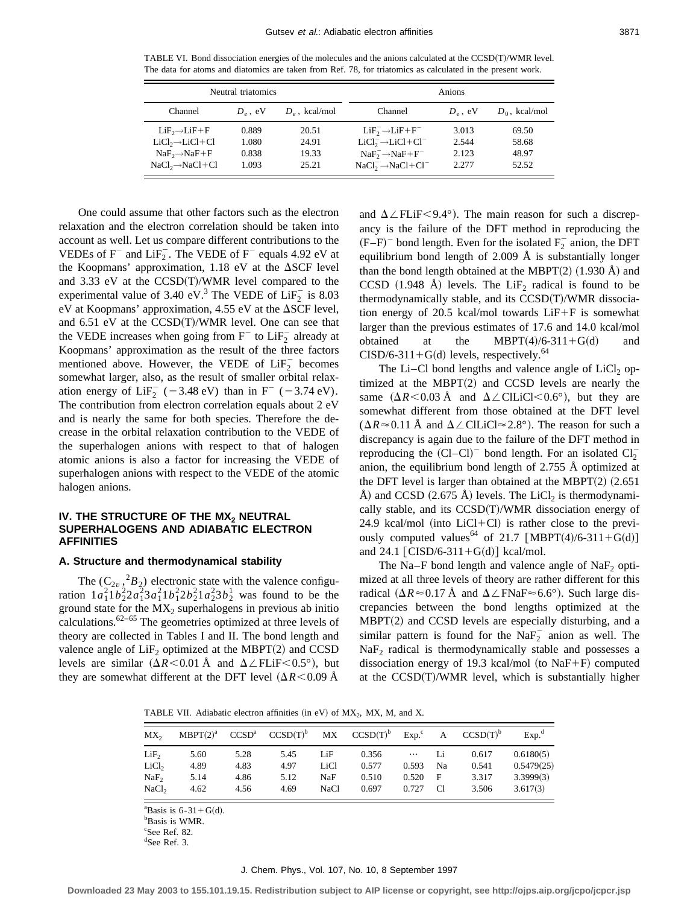TABLE VI. Bond dissociation energies of the molecules and the anions calculated at the CCSD(T)/WMR level. The data for atoms and diatomics are taken from Ref. 78, for triatomics as calculated in the present work.

| Neutral triatomics | | | Anions | | |
|---|---|---|---|---|---|
| Channel | $D_e$, eV | $D_e$, kcal/mol | Channel | $D_e$, eV | $D_0$, kcal/mol |
| $LiF_2 \rightarrow LiF+F$ | 0.889 | 20.51 | $LiF_2^- \rightarrow LiF+F^-$ | 3.013 | 69.50 |
| $LiCl_2 \rightarrow LiCl+Cl$ | 1.080 | 24.91 | $LiCl_2^- \rightarrow LiCl+Cl^-$ | 2.544 | 58.68 |
| $NaF_2 \rightarrow NaF+F$ | 0.838 | 19.33 | $NaF_2^- \rightarrow NaF+F^-$ | 2.123 | 48.97 |
| $NaCl_2 \rightarrow NaCl+Cl$ | 1.093 | 25.21 | $NaCl_2^- \rightarrow NaCl+Cl^-$ | 2.277 | 52.52 |

One could assume that other factors such as the electron relaxation and the electron correlation should be taken into account as well. Let us compare different contributions to the VEDEs of $F^-$ and $LiF_2^-$. The VEDE of $F^-$ equals 4.92 eV at the Koopmans' approximation, 1.18 eV at the ΔSCF level and 3.33 eV at the CCSD(T)/WMR level compared to the experimental value of 3.40 eV.[3] The VEDE of $LiF_2^-$ is 8.03 eV at Koopmans' approximation, 4.55 eV at the ΔSCF level, and 6.51 eV at the CCSD(T)/WMR level. One can see that the VEDE increases when going from $F^-$ to $LiF_2^-$ already at Koopmans' approximation as the result of the three factors mentioned above. However, the VEDE of $LiF_2^-$ becomes somewhat larger, also, as the result of smaller orbital relaxation energy of $LiF_2^-$ (−3.48 eV) than in $F^-$ (−3.74 eV). The contribution from electron correlation equals about 2 eV and is nearly the same for both species. Therefore the decrease in the orbital relaxation contribution to the VEDE of the superhalogen anions with respect to that of halogen atomic anions is also a factor for increasing the VEDE of superhalogen anions with respect to the VEDE of the atomic halogen anions.

## IV. THE STRUCTURE OF THE $MX_2$ NEUTRAL SUPERHALOGENS AND ADIABATIC ELECTRON AFFINITIES

### A. Structure and thermodynamical stability

The $(C_{2v}, {}^2B_2)$ electronic state with the valence configuration $1a_1^2 1b_2^2 2a_1^2 3a_1^2 1b_1^2 2b_2^2 1a_2^2 3b_2^1$ was found to be the ground state for the $MX_2$ superhalogens in previous ab initio calculations.[62–65] The geometries optimized at three levels of theory are collected in Tables I and II. The bond length and valence angle of $LiF_2$ optimized at the MBPT(2) and CCSD levels are similar ($\Delta R<0.01$ Å and $\Delta\angle$FLiF$<0.5°$), but they are somewhat different at the DFT level ($\Delta R<0.09$ Å and $\Delta\angle$FLiF$<9.4°$). The main reason for such a discrepancy is the failure of the DFT method in reproducing the $(F–F)^-$ bond length. Even for the isolated $F_2^-$ anion, the DFT equilibrium bond length of 2.009 Å is substantially longer than the bond length obtained at the MBPT(2) (1.930 Å) and CCSD (1.948 Å) levels. The $LiF_2$ radical is found to be thermodynamically stable, and its CCSD(T)/WMR dissociation energy of 20.5 kcal/mol towards LiF+F is somewhat larger than the previous estimates of 17.6 and 14.0 kcal/mol obtained at the MBPT(4)/6-311+G(d) and CISD/6-311+G(d) levels, respectively.[64]

The Li–Cl bond lengths and valence angle of $LiCl_2$ optimized at the MBPT(2) and CCSD levels are nearly the same ($\Delta R<0.03$ Å and $\Delta\angle$ClLiCl$<0.6°$), but they are somewhat different from those obtained at the DFT level ($\Delta R\approx0.11$ Å and $\Delta\angle$ClLiCl$\approx2.8°$). The reason for such a discrepancy is again due to the failure of the DFT method in reproducing the $(Cl–Cl)^-$ bond length. For an isolated $Cl_2^-$ anion, the equilibrium bond length of 2.755 Å optimized at the DFT level is larger than obtained at the MBPT(2) (2.651 Å) and CCSD (2.675 Å) levels. The $LiCl_2$ is thermodynamically stable, and its CCSD(T)/WMR dissociation energy of 24.9 kcal/mol (into LiCl+Cl) is rather close to the previously computed values[64] of 21.7 [MBPT(4)/6-311+G(d)] and 24.1 [CISD/6-311+G(d)] kcal/mol.

The Na–F bond length and valence angle of $NaF_2$ optimized at all three levels of theory are rather different for this radical ($\Delta R\approx0.17$ Å and $\Delta\angle$FNaF$\approx6.6°$). Such large discrepancies between the bond lengths optimized at the MBPT(2) and CCSD levels are especially disturbing, and a similar pattern is found for the $NaF_2^-$ anion as well. The $NaF_2$ radical is thermodynamically stable and possesses a dissociation energy of 19.3 kcal/mol (to NaF+F) computed at the CCSD(T)/WMR level, which is substantially higher

TABLE VII. Adiabatic electron affinities (in eV) of $MX_2$, MX, M, and X.

| $MX_2$ | MBPT(2)[a] | CCSD[a] | CCSD(T)[b] | MX | CCSD(T)[b] | Exp.[c] | A | CCSD(T)[b] | Exp.[d] |
|---|---|---|---|---|---|---|---|---|---|
| $LiF_2$ | 5.60 | 5.28 | 5.45 | LiF | 0.356 | ⋯ | Li | 0.617 | 0.6180(5) |
| $LiCl_2$ | 4.89 | 4.83 | 4.97 | LiCl | 0.577 | 0.593 | Na | 0.541 | 0.5479(25) |
| $NaF_2$ | 5.14 | 4.86 | 5.12 | NaF | 0.510 | 0.520 | F | 3.317 | 3.3999(3) |
| $NaCl_2$ | 4.62 | 4.56 | 4.69 | NaCl | 0.697 | 0.727 | Cl | 3.506 | 3.617(3) |

[a]Basis is 6-31+G(d).
[b]Basis is WMR.
[c]See Ref. 82.
[d]See Ref. 3.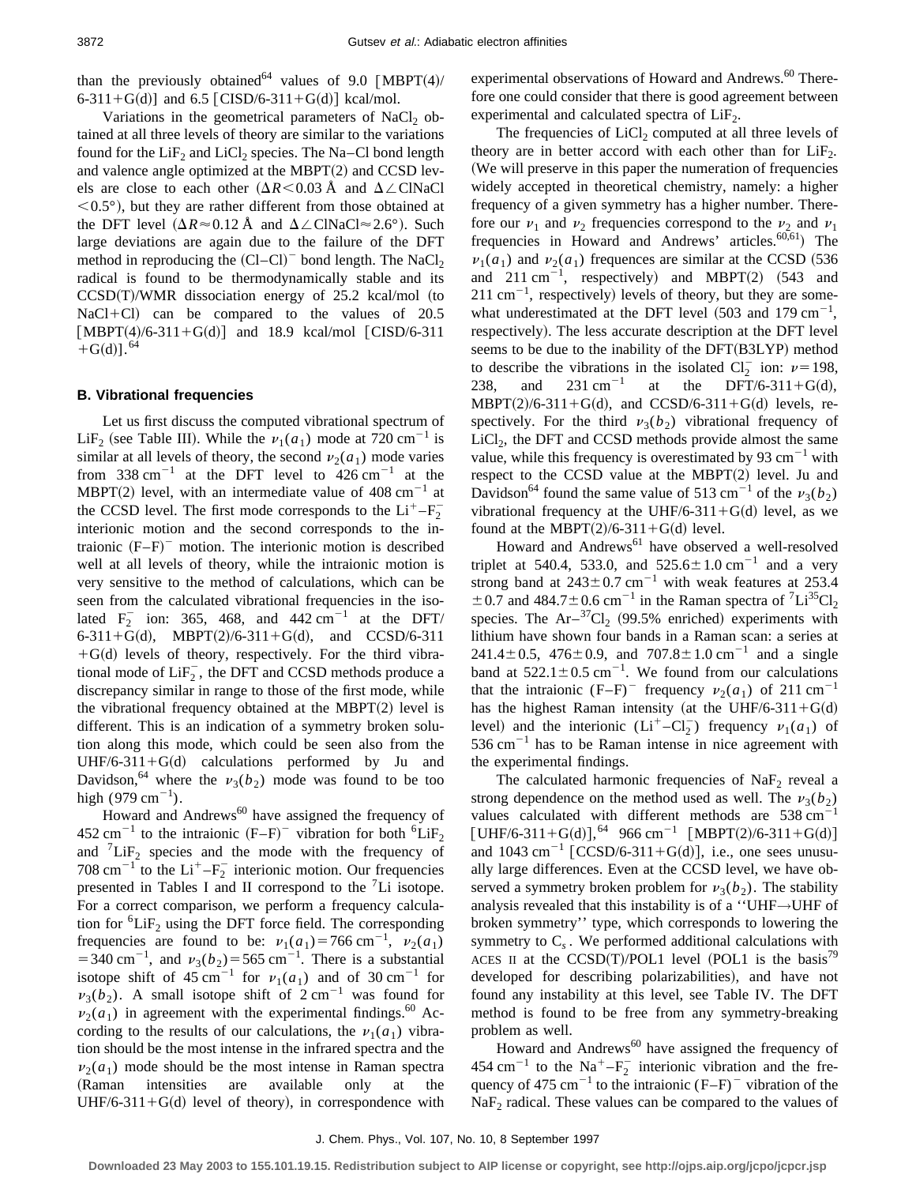than the previously obtained[64] values of 9.0 [MBPT(4)/6-311+G(d)] and 6.5 [CISD/6-311+G(d)] kcal/mol.

Variations in the geometrical parameters of $NaCl_2$ obtained at all three levels of theory are similar to the variations found for the $LiF_2$ and $LiCl_2$ species. The Na–Cl bond length and valence angle optimized at the MBPT(2) and CCSD levels are close to each other ($\Delta R < 0.03$ Å and $\Delta\angle$ClNaCl $< 0.5°$), but they are rather different from those obtained at the DFT level ($\Delta R \approx 0.12$ Å and $\Delta\angle$ClNaCl$\approx 2.6°$). Such large deviations are again due to the failure of the DFT method in reproducing the $(Cl–Cl)^-$ bond length. The $NaCl_2$ radical is found to be thermodynamically stable and its CCSD(T)/WMR dissociation energy of 25.2 kcal/mol (to NaCl+Cl) can be compared to the values of 20.5 [MBPT(4)/6-311+G(d)] and 18.9 kcal/mol [CISD/6-311+G(d)].[64]

### B. Vibrational frequencies

Let us first discuss the computed vibrational spectrum of $LiF_2$ (see Table III). While the $\nu_1(a_1)$ mode at 720 $cm^{-1}$ is similar at all levels of theory, the second $\nu_2(a_1)$ mode varies from 338 $cm^{-1}$ at the DFT level to 426 $cm^{-1}$ at the MBPT(2) level, with an intermediate value of 408 $cm^{-1}$ at the CCSD level. The first mode corresponds to the $Li^+–F_2^-$ interionic motion and the second corresponds to the intraionic $(F–F)^-$ motion. The interionic motion is described well at all levels of theory, while the intraionic motion is very sensitive to the method of calculations, which can be seen from the calculated vibrational frequencies in the isolated $F_2^-$ ion: 365, 468, and 442 $cm^{-1}$ at the DFT/6-311+G(d), MBPT(2)/6-311+G(d), and CCSD/6-311+G(d) levels of theory, respectively. For the third vibrational mode of $LiF_2^-$, the DFT and CCSD methods produce a discrepancy similar in range to those of the first mode, while the vibrational frequency obtained at the MBPT(2) level is different. This is an indication of a symmetry broken solution along this mode, which could be seen also from the UHF/6-311+G(d) calculations performed by Ju and Davidson,[64] where the $\nu_3(b_2)$ mode was found to be too high (979 $cm^{-1}$).

Howard and Andrews[60] have assigned the frequency of 452 $cm^{-1}$ to the intraionic $(F–F)^-$ vibration for both $^6LiF_2$ and $^7LiF_2$ species and the mode with the frequency of 708 $cm^{-1}$ to the $Li^+–F_2^-$ interionic motion. Our frequencies presented in Tables I and II correspond to the $^7Li$ isotope. For a correct comparison, we perform a frequency calculation for $^6LiF_2$ using the DFT force field. The corresponding frequencies are found to be: $\nu_1(a_1) = 766$ $cm^{-1}$, $\nu_2(a_1) = 340$ $cm^{-1}$, and $\nu_3(b_2) = 565$ $cm^{-1}$. There is a substantial isotope shift of 45 $cm^{-1}$ for $\nu_1(a_1)$ and of 30 $cm^{-1}$ for $\nu_3(b_2)$. A small isotope shift of 2 $cm^{-1}$ was found for $\nu_2(a_1)$ in agreement with the experimental findings.[60] According to the results of our calculations, the $\nu_1(a_1)$ vibration should be the most intense in the infrared spectra and the $\nu_2(a_1)$ mode should be the most intense in Raman spectra (Raman intensities are available only at the UHF/6-311+G(d) level of theory), in correspondence with experimental observations of Howard and Andrews.[60] Therefore one could consider that there is good agreement between experimental and calculated spectra of $LiF_2$.

The frequencies of $LiCl_2$ computed at all three levels of theory are in better accord with each other than for $LiF_2$. (We will preserve in this paper the numeration of frequencies widely accepted in theoretical chemistry, namely: a higher frequency of a given symmetry has a higher number. Therefore our $\nu_1$ and $\nu_2$ frequencies correspond to the $\nu_2$ and $\nu_1$ frequencies in Howard and Andrews' articles.[60,61]) The $\nu_1(a_1)$ and $\nu_2(a_1)$ frequences are similar at the CCSD (536 and 211 $cm^{-1}$, respectively) and MBPT(2) (543 and 211 $cm^{-1}$, respectively) levels of theory, but they are somewhat underestimated at the DFT level (503 and 179 $cm^{-1}$, respectively). The less accurate description at the DFT level seems to be due to the inability of the DFT(B3LYP) method to describe the vibrations in the isolated $Cl_2^-$ ion: $\nu = 198$, 238, and 231 $cm^{-1}$ at the DFT/6-311+G(d), MBPT(2)/6-311+G(d), and CCSD/6-311+G(d) levels, respectively. For the third $\nu_3(b_2)$ vibrational frequency of $LiCl_2$, the DFT and CCSD methods provide almost the same value, while this frequency is overestimated by 93 $cm^{-1}$ with respect to the CCSD value at the MBPT(2) level. Ju and Davidson[64] found the same value of 513 $cm^{-1}$ of the $\nu_3(b_2)$ vibrational frequency at the UHF/6-311+G(d) level, as we found at the MBPT(2)/6-311+G(d) level.

Howard and Andrews[61] have observed a well-resolved triplet at 540.4, 533.0, and 525.6$\pm$1.0 $cm^{-1}$ and a very strong band at 243$\pm$0.7 $cm^{-1}$ with weak features at 253.4 $\pm$0.7 and 484.7$\pm$0.6 $cm^{-1}$ in the Raman spectra of $^7Li^{35}Cl_2$ species. The $Ar–^{37}Cl_2$ (99.5% enriched) experiments with lithium have shown four bands in a Raman scan: a series at 241.4$\pm$0.5, 476$\pm$0.9, and 707.8$\pm$1.0 $cm^{-1}$ and a single band at 522.1$\pm$0.5 $cm^{-1}$. We found from our calculations that the intraionic $(F–F)^-$ frequency $\nu_2(a_1)$ of 211 $cm^{-1}$ has the highest Raman intensity (at the UHF/6-311+G(d) level) and the interionic $(Li^+–Cl_2^-)$ frequency $\nu_1(a_1)$ of 536 $cm^{-1}$ has to be Raman intense in nice agreement with the experimental findings.

The calculated harmonic frequencies of $NaF_2$ reveal a strong dependence on the method used as well. The $\nu_3(b_2)$ values calculated with different methods are 538 $cm^{-1}$ [UHF/6-311+G(d)],[64] 966 $cm^{-1}$ [MBPT(2)/6-311+G(d)] and 1043 $cm^{-1}$ [CCSD/6-311+G(d)], i.e., one sees unusually large differences. Even at the CCSD level, we have observed a symmetry broken problem for $\nu_3(b_2)$. The stability analysis revealed that this instability is of a ''UHF→UHF of broken symmetry'' type, which corresponds to lowering the symmetry to $C_s$. We performed additional calculations with ACES II at the CCSD(T)/POL1 level (POL1 is the basis[79] developed for describing polarizabilities), and have not found any instability at this level, see Table IV. The DFT method is found to be free from any symmetry-breaking problem as well.

Howard and Andrews[60] have assigned the frequency of 454 $cm^{-1}$ to the $Na^+–F_2^-$ interionic vibration and the frequency of 475 $cm^{-1}$ to the intraionic $(F–F)^-$ vibration of the $NaF_2$ radical. These values can be compared to the values of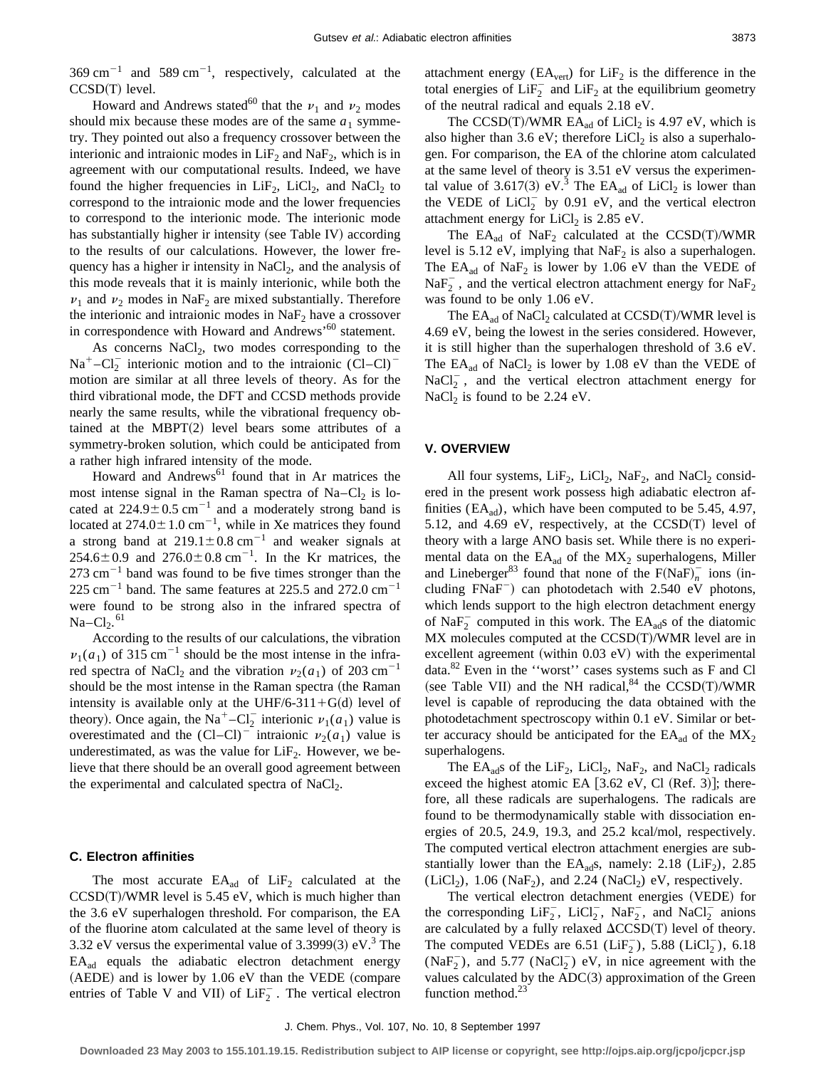369 $cm^{-1}$ and 589 $cm^{-1}$, respectively, calculated at the CCSD(T) level.

Howard and Andrews stated[60] that the $\nu_1$ and $\nu_2$ modes should mix because these modes are of the same $a_1$ symmetry. They pointed out also a frequency crossover between the interionic and intraionic modes in $LiF_2$ and $NaF_2$, which is in agreement with our computational results. Indeed, we have found the higher frequencies in $LiF_2$, $LiCl_2$, and $NaCl_2$ to correspond to the intraionic mode and the lower frequencies to correspond to the interionic mode. The interionic mode has substantially higher ir intensity (see Table IV) according to the results of our calculations. However, the lower frequency has a higher ir intensity in $NaCl_2$, and the analysis of this mode reveals that it is mainly interionic, while both the $\nu_1$ and $\nu_2$ modes in $NaF_2$ are mixed substantially. Therefore the interionic and intraionic modes in $NaF_2$ have a crossover in correspondence with Howard and Andrews'[60] statement.

As concerns $NaCl_2$, two modes corresponding to the $Na^+–Cl_2^-$ interionic motion and to the intraionic $(Cl–Cl)^-$ motion are similar at all three levels of theory. As for the third vibrational mode, the DFT and CCSD methods provide nearly the same results, while the vibrational frequency obtained at the MBPT(2) level bears some attributes of a symmetry-broken solution, which could be anticipated from a rather high infrared intensity of the mode.

Howard and Andrews[61] found that in Ar matrices the most intense signal in the Raman spectra of $Na–Cl_2$ is located at $224.9\pm0.5$ $cm^{-1}$ and a moderately strong band is located at $274.0\pm1.0$ $cm^{-1}$, while in Xe matrices they found a strong band at $219.1\pm0.8$ $cm^{-1}$ and weaker signals at $254.6\pm0.9$ and $276.0\pm0.8$ $cm^{-1}$. In the Kr matrices, the 273 $cm^{-1}$ band was found to be five times stronger than the 225 $cm^{-1}$ band. The same features at 225.5 and 272.0 $cm^{-1}$ were found to be strong also in the infrared spectra of $Na–Cl_2$.[61]

According to the results of our calculations, the vibration $\nu_1(a_1)$ of 315 $cm^{-1}$ should be the most intense in the infrared spectra of $NaCl_2$ and the vibration $\nu_2(a_1)$ of 203 $cm^{-1}$ should be the most intense in the Raman spectra (the Raman intensity is available only at the UHF/6-311+G(d) level of theory). Once again, the $Na^+–Cl_2^-$ interionic $\nu_1(a_1)$ value is overestimated and the $(Cl–Cl)^-$ intraionic $\nu_2(a_1)$ value is underestimated, as was the value for $LiF_2$. However, we believe that there should be an overall good agreement between the experimental and calculated spectra of $NaCl_2$.

### C. Electron affinities

The most accurate $EA_{ad}$ of $LiF_2$ calculated at the CCSD(T)/WMR level is 5.45 eV, which is much higher than the 3.6 eV superhalogen threshold. For comparison, the EA of the fluorine atom calculated at the same level of theory is 3.32 eV versus the experimental value of 3.3999(3) eV.[3] The $EA_{ad}$ equals the adiabatic electron detachment energy (AEDE) and is lower by 1.06 eV than the VEDE (compare entries of Table V and VII) of $LiF_2^-$. The vertical electron attachment energy ($EA_{vert}$) for $LiF_2$ is the difference in the total energies of $LiF_2^-$ and $LiF_2$ at the equilibrium geometry of the neutral radical and equals 2.18 eV.

The CCSD(T)/WMR $EA_{ad}$ of $LiCl_2$ is 4.97 eV, which is also higher than 3.6 eV; therefore $LiCl_2$ is also a superhalogen. For comparison, the EA of the chlorine atom calculated at the same level of theory is 3.51 eV versus the experimental value of 3.617(3) eV.[3] The $EA_{ad}$ of $LiCl_2$ is lower than the VEDE of $LiCl_2^-$ by 0.91 eV, and the vertical electron attachment energy for $LiCl_2$ is 2.85 eV.

The $EA_{ad}$ of $NaF_2$ calculated at the CCSD(T)/WMR level is 5.12 eV, implying that $NaF_2$ is also a superhalogen. The $EA_{ad}$ of $NaF_2$ is lower by 1.06 eV than the VEDE of $NaF_2^-$, and the vertical electron attachment energy for $NaF_2$ was found to be only 1.06 eV.

The $EA_{ad}$ of $NaCl_2$ calculated at CCSD(T)/WMR level is 4.69 eV, being the lowest in the series considered. However, it is still higher than the superhalogen threshold of 3.6 eV. The $EA_{ad}$ of $NaCl_2$ is lower by 1.08 eV than the VEDE of $NaCl_2^-$, and the vertical electron attachment energy for $NaCl_2$ is found to be 2.24 eV.

## V. OVERVIEW

All four systems, $LiF_2$, $LiCl_2$, $NaF_2$, and $NaCl_2$ considered in the present work possess high adiabatic electron affinities ($EA_{ad}$), which have been computed to be 5.45, 4.97, 5.12, and 4.69 eV, respectively, at the CCSD(T) level of theory with a large ANO basis set. While there is no experimental data on the $EA_{ad}$ of the $MX_2$ superhalogens, Miller and Lineberger[83] found that none of the $F(NaF)_n^-$ ions (including $FNaF^-$) can photodetach with 2.540 eV photons, which lends support to the high electron detachment energy of $NaF_2^-$ computed in this work. The $EA_{ad}$s of the diatomic MX molecules computed at the CCSD(T)/WMR level are in excellent agreement (within 0.03 eV) with the experimental data.[82] Even in the ''worst'' cases systems such as F and Cl (see Table VII) and the NH radical,[84] the CCSD(T)/WMR level is capable of reproducing the data obtained with the photodetachment spectroscopy within 0.1 eV. Similar or better accuracy should be anticipated for the $EA_{ad}$ of the $MX_2$ superhalogens.

The $EA_{ad}$s of the $LiF_2$, $LiCl_2$, $NaF_2$, and $NaCl_2$ radicals exceed the highest atomic EA [3.62 eV, Cl (Ref. 3)]; therefore, all these radicals are superhalogens. The radicals are found to be thermodynamically stable with dissociation energies of 20.5, 24.9, 19.3, and 25.2 kcal/mol, respectively. The computed vertical electron attachment energies are substantially lower than the $EA_{ad}$s, namely: 2.18 ($LiF_2$), 2.85 ($LiCl_2$), 1.06 ($NaF_2$), and 2.24 ($NaCl_2$) eV, respectively.

The vertical electron detachment energies (VEDE) for the corresponding $LiF_2^-$, $LiCl_2^-$, $NaF_2^-$, and $NaCl_2^-$ anions are calculated by a fully relaxed ΔCCSD(T) level of theory. The computed VEDEs are 6.51 ($LiF_2^-$), 5.88 ($LiCl_2^-$), 6.18 ($NaF_2^-$), and 5.77 ($NaCl_2^-$) eV, in nice agreement with the values calculated by the ADC(3) approximation of the Green function method.[23]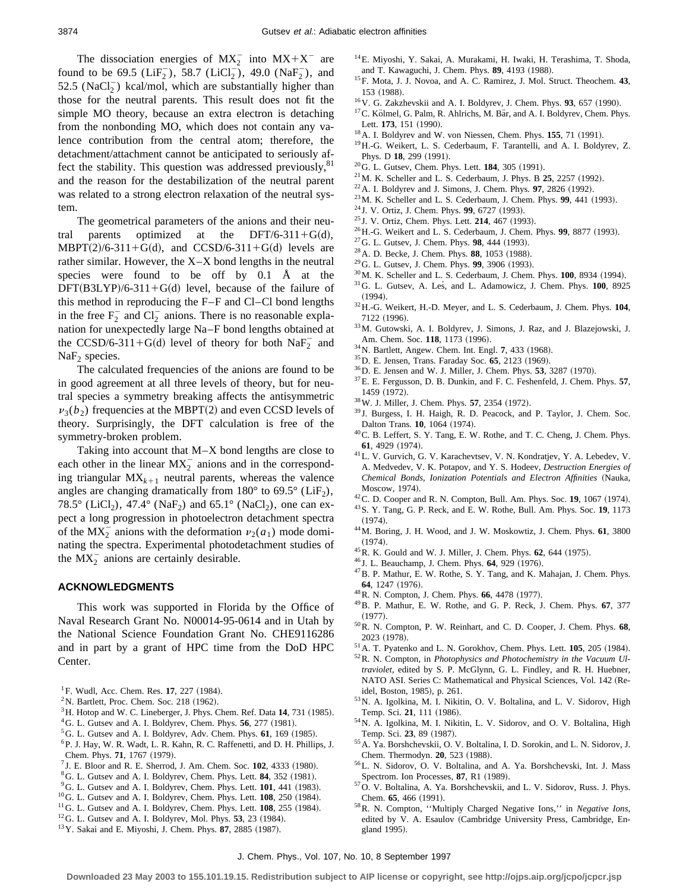The dissociation energies of $MX_2^-$ into $MX+X^-$ are found to be 69.5 ($LiF_2^-$), 58.7 ($LiCl_2^-$), 49.0 ($NaF_2^-$), and 52.5 ($NaCl_2^-$) kcal/mol, which are substantially higher than those for the neutral parents. This result does not fit the simple MO theory, because an extra electron is detaching from the nonbonding MO, which does not contain any valence contribution from the central atom; therefore, the detachment/attachment cannot be anticipated to seriously affect the stability. This question was addressed previously,[81] and the reason for the destabilization of the neutral parent was related to a strong electron relaxation of the neutral system.

The geometrical parameters of the anions and their neutral parents optimized at the DFT/6-311+G(d), MBPT(2)/6-311+G(d), and CCSD/6-311+G(d) levels are rather similar. However, the X–X bond lengths in the neutral species were found to be off by 0.1 Å at the DFT(B3LYP)/6-311+G(d) level, because of the failure of this method in reproducing the F–F and Cl–Cl bond lengths in the free $F_2^-$ and $Cl_2^-$ anions. There is no reasonable explanation for unexpectedly large Na–F bond lengths obtained at the CCSD/6-311+G(d) level of theory for both $NaF_2^-$ and $NaF_2$ species.

The calculated frequencies of the anions are found to be in good agreement at all three levels of theory, but for neutral species a symmetry breaking affects the antisymmetric $\nu_3(b_2)$ frequencies at the MBPT(2) and even CCSD levels of theory. Surprisingly, the DFT calculation is free of the symmetry-broken problem.

Taking into account that M–X bond lengths are close to each other in the linear $MX_2^-$ anions and in the corresponding triangular $MX_{k+1}$ neutral parents, whereas the valence angles are changing dramatically from 180° to 69.5° ($LiF_2$), 78.5° ($LiCl_2$), 47.4° ($NaF_2$) and 65.1° ($NaCl_2$), one can expect a long progression in photoelectron detachment spectra of the $MX_2^-$ anions with the deformation $\nu_2(a_1)$ mode dominating the spectra. Experimental photodetachment studies of the $MX_2^-$ anions are certainly desirable.

## ACKNOWLEDGMENTS

This work was supported in Florida by the Office of Naval Research Grant No. N00014-95-0614 and in Utah by the National Science Foundation Grant No. CHE9116286 and in part by a grant of HPC time from the DoD HPC Center.

[1] F. Wudl, Acc. Chem. Res. **17**, 227 (1984).
[2] N. Bartlett, Proc. Chem. Soc. 218 (1962).
[3] H. Hotop and W. C. Lineberger, J. Phys. Chem. Ref. Data **14**, 731 (1985).
[4] G. L. Gutsev and A. I. Boldyrev, Chem. Phys. **56**, 277 (1981).
[5] G. L. Gutsev and A. I. Boldyrev, Adv. Chem. Phys. **61**, 169 (1985).
[6] P. J. Hay, W. R. Wadt, L. R. Kahn, R. C. Raffenetti, and D. H. Phillips, J. Chem. Phys. **71**, 1767 (1979).
[7] J. E. Bloor and R. E. Sherrod, J. Am. Chem. Soc. **102**, 4333 (1980).
[8] G. L. Gutsev and A. I. Boldyrev, Chem. Phys. Lett. **84**, 352 (1981).
[9] G. L. Gutsev and A. I. Boldyrev, Chem. Phys. Lett. **101**, 441 (1983).
[10] G. L. Gutsev and A. I. Boldyrev, Chem. Phys. Lett. **108**, 250 (1984).
[11] G. L. Gutsev and A. I. Boldyrev, Chem. Phys. Lett. **108**, 255 (1984).
[12] G. L. Gutsev and A. I. Boldyrev, Mol. Phys. **53**, 23 (1984).
[13] Y. Sakai and E. Miyoshi, J. Chem. Phys. **87**, 2885 (1987).
[14] E. Miyoshi, Y. Sakai, A. Murakami, H. Iwaki, H. Terashima, T. Shoda, and T. Kawaguchi, J. Chem. Phys. **89**, 4193 (1988).
[15] F. Mota, J. J. Novoa, and A. C. Ramirez, J. Mol. Struct. Theochem. **43**, 153 (1988).
[16] V. G. Zakzhevskii and A. I. Boldyrev, J. Chem. Phys. **93**, 657 (1990).
[17] C. Kölmel, G. Palm, R. Ahlrichs, M. Bär, and A. I. Boldyrev, Chem. Phys. Lett. **173**, 151 (1990).
[18] A. I. Boldyrev and W. von Niessen, Chem. Phys. **155**, 71 (1991).
[19] H.-G. Weikert, L. S. Cederbaum, F. Tarantelli, and A. I. Boldyrev, Z. Phys. D **18**, 299 (1991).
[20] G. L. Gutsev, Chem. Phys. Lett. **184**, 305 (1991).
[21] M. K. Scheller and L. S. Cederbaum, J. Phys. B **25**, 2257 (1992).
[22] A. I. Boldyrev and J. Simons, J. Chem. Phys. **97**, 2826 (1992).
[23] M. K. Scheller and L. S. Cederbaum, J. Chem. Phys. **99**, 441 (1993).
[24] J. V. Ortiz, J. Chem. Phys. **99**, 6727 (1993).
[25] J. V. Ortiz, Chem. Phys. Lett. **214**, 467 (1993).
[26] H.-G. Weikert and L. S. Cederbaum, J. Chem. Phys. **99**, 8877 (1993).
[27] G. L. Gutsev, J. Chem. Phys. **98**, 444 (1993).
[28] A. D. Becke, J. Chem. Phys. **88**, 1053 (1988).
[29] G. L. Gutsev, J. Chem. Phys. **99**, 3906 (1993).
[30] M. K. Scheller and L. S. Cederbaum, J. Chem. Phys. **100**, 8934 (1994).
[31] G. L. Gutsev, A. Leś, and L. Adamowicz, J. Chem. Phys. **100**, 8925 (1994).
[32] H.-G. Weikert, H.-D. Meyer, and L. S. Cederbaum, J. Chem. Phys. **104**, 7122 (1996).
[33] M. Gutowski, A. I. Boldyrev, J. Simons, J. Raz, and J. Blazejowski, J. Am. Chem. Soc. **118**, 1173 (1996).
[34] N. Bartlett, Angew. Chem. Int. Engl. **7**, 433 (1968).
[35] D. E. Jensen, Trans. Faraday Soc. **65**, 2123 (1969).
[36] D. E. Jensen and W. J. Miller, J. Chem. Phys. **53**, 3287 (1970).
[37] E. E. Fergusson, D. B. Dunkin, and F. C. Feshenfeld, J. Chem. Phys. **57**, 1459 (1972).
[38] W. J. Miller, J. Chem. Phys. **57**, 2354 (1972).
[39] J. Burgess, I. H. Haigh, R. D. Peacock, and P. Taylor, J. Chem. Soc. Dalton Trans. **10**, 1064 (1974).
[40] C. B. Leffert, S. Y. Tang, E. W. Rothe, and T. C. Cheng, J. Chem. Phys. **61**, 4929 (1974).
[41] L. V. Gurvich, G. V. Karachevtsev, V. N. Kondratjev, Y. A. Lebedev, V. A. Medvedev, V. K. Potapov, and Y. S. Hodeev, *Destruction Energies of Chemical Bonds, Ionization Potentials and Electron Affinities* (Nauka, Moscow, 1974).
[42] C. D. Cooper and R. N. Compton, Bull. Am. Phys. Soc. **19**, 1067 (1974).
[43] S. Y. Tang, G. P. Reck, and E. W. Rothe, Bull. Am. Phys. Soc. **19**, 1173 (1974).
[44] M. Boring, J. H. Wood, and J. W. Moskowtiz, J. Chem. Phys. **61**, 3800 (1974).
[45] R. K. Gould and W. J. Miller, J. Chem. Phys. **62**, 644 (1975).
[46] J. L. Beauchamp, J. Chem. Phys. **64**, 929 (1976).
[47] B. P. Mathur, E. W. Rothe, S. Y. Tang, and K. Mahajan, J. Chem. Phys. **64**, 1247 (1976).
[48] R. N. Compton, J. Chem. Phys. **66**, 4478 (1977).
[49] B. P. Mathur, E. W. Rothe, and G. P. Reck, J. Chem. Phys. **67**, 377 (1977).
[50] R. N. Compton, P. W. Reinhart, and C. D. Cooper, J. Chem. Phys. **68**, 2023 (1978).
[51] A. T. Pyatenko and L. N. Gorokhov, Chem. Phys. Lett. **105**, 205 (1984).
[52] R. N. Compton, in *Photophysics and Photochemistry in the Vacuum Ultraviolet*, edited by S. P. McGlynn, G. L. Findley, and R. H. Huebner, NATO ASI. Series C: Mathematical and Physical Sciences, Vol. 142 (Reidel, Boston, 1985), p. 261.
[53] N. A. Igolkina, M. I. Nikitin, O. V. Boltalina, and L. V. Sidorov, High Temp. Sci. **21**, 111 (1986).
[54] N. A. Igolkina, M. I. Nikitin, L. V. Sidorov, and O. V. Boltalina, High Temp. Sci. **23**, 89 (1987).
[55] A. Ya. Borshchevskii, O. V. Boltalina, I. D. Sorokin, and L. N. Sidorov, J. Chem. Thermodyn. **20**, 523 (1988).
[56] L. N. Sidorov, O. V. Boltalina, and A. Ya. Borshchevski, Int. J. Mass Spectrom. Ion Processes, **87**, R1 (1989).
[57] O. V. Boltalina, A. Ya. Borshchevskii, and L. V. Sidorov, Russ. J. Phys. Chem. **65**, 466 (1991).
[58] R. N. Compton, "Multiply Charged Negative Ions," in *Negative Ions*, edited by V. A. Esaulov (Cambridge University Press, Cambridge, England 1995).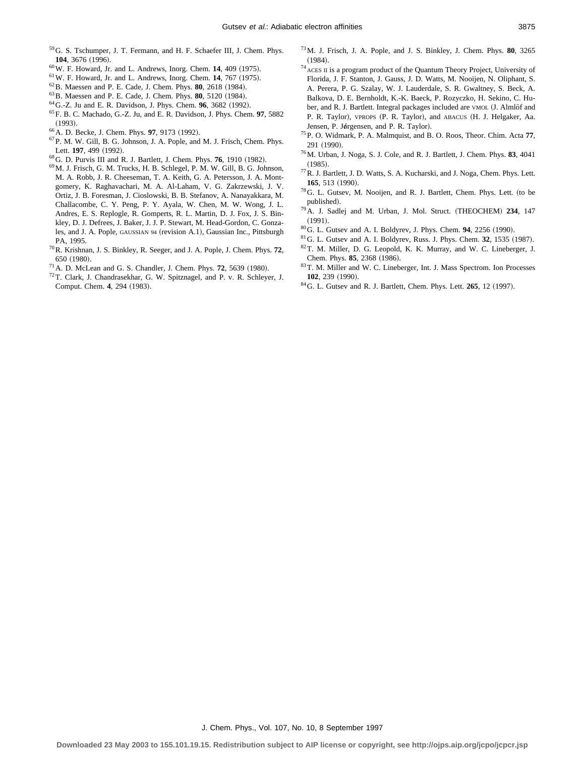[59] G. S. Tschumper, J. T. Fermann, and H. F. Schaefer III, J. Chem. Phys. **104**, 3676 (1996).

[60] W. F. Howard, Jr. and L. Andrews, Inorg. Chem. **14**, 409 (1975).

[61] W. F. Howard, Jr. and L. Andrews, Inorg. Chem. **14**, 767 (1975).

[62] B. Maessen and P. E. Cade, J. Chem. Phys. **80**, 2618 (1984).

[63] B. Maessen and P. E. Cade, J. Chem. Phys. **80**, 5120 (1984).

[64] G.-Z. Ju and E. R. Davidson, J. Phys. Chem. **96**, 3682 (1992).

[65] F. B. C. Machado, G.-Z. Ju, and E. R. Davidson, J. Phys. Chem. **97**, 5882 (1993).

[66] A. D. Becke, J. Chem. Phys. **97**, 9173 (1992).

[67] P. M. W. Gill, B. G. Johnson, J. A. Pople, and M. J. Frisch, Chem. Phys. Lett. **197**, 499 (1992).

[68] G. D. Purvis III and R. J. Bartlett, J. Chem. Phys. **76**, 1910 (1982).

[69] M. J. Frisch, G. M. Trucks, H. B. Schlegel, P. M. W. Gill, B. G. Johnson, M. A. Robb, J. R. Cheeseman, T. A. Keith, G. A. Petersson, J. A. Montgomery, K. Raghavachari, M. A. Al-Laham, V. G. Zakrzewski, J. V. Ortiz, J. B. Foresman, J. Cioslowski, B. B. Stefanov, A. Nanayakkara, M. Challacombe, C. Y. Peng, P. Y. Ayala, W. Chen, M. W. Wong, J. L. Andres, E. S. Replogle, R. Gomperts, R. L. Martin, D. J. Fox, J. S. Binkley, D. J. Defrees, J. Baker, J. J. P. Stewart, M. Head-Gordon, C. Gonzales, and J. A. Pople, GAUSSIAN 94 (revision A.1), Gaussian Inc., Pittsburgh PA, 1995.

[70] R. Krishnan, J. S. Binkley, R. Seeger, and J. A. Pople, J. Chem. Phys. **72**, 650 (1980).

[71] A. D. McLean and G. S. Chandler, J. Chem. Phys. **72**, 5639 (1980).

[72] T. Clark, J. Chandrasekhar, G. W. Spitznagel, and P. v. R. Schleyer, J. Comput. Chem. **4**, 294 (1983).

[73] M. J. Frisch, J. A. Pople, and J. S. Binkley, J. Chem. Phys. **80**, 3265 (1984).

[74] ACES II is a program product of the Quantum Theory Project, University of Florida, J. F. Stanton, J. Gauss, J. D. Watts, M. Nooijen, N. Oliphant, S. A. Perera, P. G. Szalay, W. J. Lauderdale, S. R. Gwaltney, S. Beck, A. Balkova, D. E. Bernholdt, K.-K. Baeck, P. Rozyczko, H. Sekino, C. Huber, and R. J. Bartlett. Integral packages included are VMOL (J. Almlöf and P. R. Taylor), VPROPS (P. R. Taylor), and ABACUS (H. J. Helgaker, Aa. Jensen, P. Jørgensen, and P. R. Taylor).

[75] P. O. Widmark, P. A. Malmquist, and B. O. Roos, Theor. Chim. Acta **77**, 291 (1990).

[76] M. Urban, J. Noga, S. J. Cole, and R. J. Bartlett, J. Chem. Phys. **83**, 4041 (1985).

[77] R. J. Bartlett, J. D. Watts, S. A. Kucharski, and J. Noga, Chem. Phys. Lett. **165**, 513 (1990).

[78] G. L. Gutsev, M. Nooijen, and R. J. Bartlett, Chem. Phys. Lett. (to be published).

[79] A. J. Sadlej and M. Urban, J. Mol. Struct. (THEOCHEM) **234**, 147 (1991).

[80] G. L. Gutsev and A. I. Boldyrev, J. Phys. Chem. **94**, 2256 (1990).

[81] G. L. Gutsev and A. I. Boldyrev, Russ. J. Phys. Chem. **32**, 1535 (1987).

[82] T. M. Miller, D. G. Leopold, K. K. Murray, and W. C. Lineberger, J. Chem. Phys. **85**, 2368 (1986).

[83] T. M. Miller and W. C. Lineberger, Int. J. Mass Spectrom. Ion Processes **102**, 239 (1990).

[84] G. L. Gutsev and R. J. Bartlett, Chem. Phys. Lett. **265**, 12 (1997).